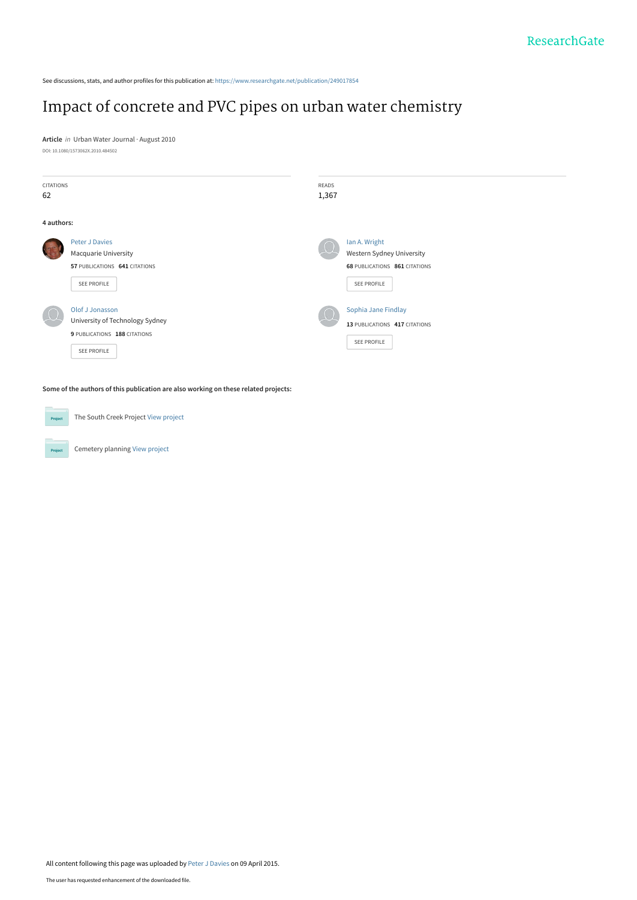See discussions, stats, and author profiles for this publication at: https://www.researchgate.net/publication/249017854

# Impact of concrete and PVC pipes on urban water chemistry

**Article** *in* Urban Water Journal · August 2010

DOI: 10.1080/1573062X.2010.484502

CITATIONS
62

READS
1,367

**4 authors:**

Peter J Davies
Macquarie University
**57** PUBLICATIONS **641** CITATIONS

SEE PROFILE

Ian A. Wright
Western Sydney University
**68** PUBLICATIONS **861** CITATIONS

SEE PROFILE

Olof J Jonasson
University of Technology Sydney
**9** PUBLICATIONS **188** CITATIONS

SEE PROFILE

Sophia Jane Findlay
**13** PUBLICATIONS **417** CITATIONS

SEE PROFILE

**Some of the authors of this publication are also working on these related projects:**

The South Creek Project View project

Cemetery planning View project

All content following this page was uploaded by Peter J Davies on 09 April 2015.

The user has requested enhancement of the downloaded file.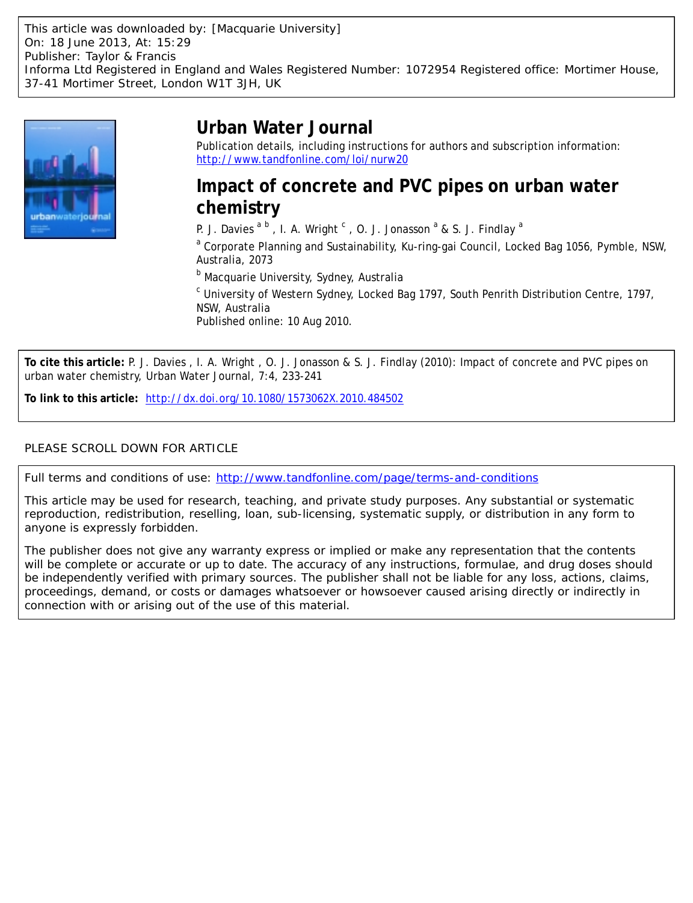This article was downloaded by: [Macquarie University]
On: 18 June 2013, At: 15:29
Publisher: Taylor & Francis
Informa Ltd Registered in England and Wales Registered Number: 1072954 Registered office: Mortimer House, 37-41 Mortimer Street, London W1T 3JH, UK

# Urban Water Journal

Publication details, including instructions for authors and subscription information:
http://www.tandfonline.com/loi/nurw20

## Impact of concrete and PVC pipes on urban water chemistry

P. J. Davies [a b], I. A. Wright [c], O. J. Jonasson [a] & S. J. Findlay [a]

[a] Corporate Planning and Sustainability, Ku-ring-gai Council, Locked Bag 1056, Pymble, NSW, Australia, 2073

[b] Macquarie University, Sydney, Australia

[c] University of Western Sydney, Locked Bag 1797, South Penrith Distribution Centre, 1797, NSW, Australia

Published online: 10 Aug 2010.

**To cite this article:** P. J. Davies , I. A. Wright , O. J. Jonasson & S. J. Findlay (2010): Impact of concrete and PVC pipes on urban water chemistry, Urban Water Journal, 7:4, 233-241

**To link to this article:** http://dx.doi.org/10.1080/1573062X.2010.484502

PLEASE SCROLL DOWN FOR ARTICLE

Full terms and conditions of use: http://www.tandfonline.com/page/terms-and-conditions

This article may be used for research, teaching, and private study purposes. Any substantial or systematic reproduction, redistribution, reselling, loan, sub-licensing, systematic supply, or distribution in any form to anyone is expressly forbidden.

The publisher does not give any warranty express or implied or make any representation that the contents will be complete or accurate or up to date. The accuracy of any instructions, formulae, and drug doses should be independently verified with primary sources. The publisher shall not be liable for any loss, actions, claims, proceedings, demand, or costs or damages whatsoever or howsoever caused arising directly or indirectly in connection with or arising out of the use of this material.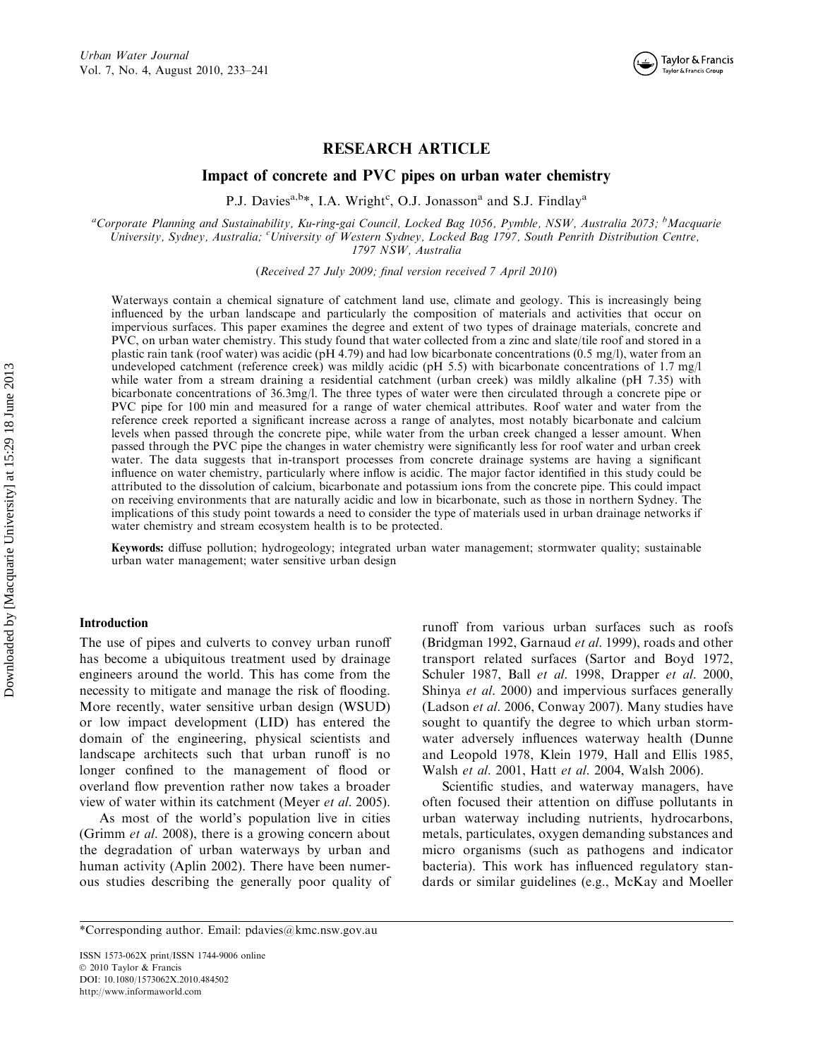# RESEARCH ARTICLE

## Impact of concrete and PVC pipes on urban water chemistry

P.J. Davies[a,b]*, I.A. Wright[c], O.J. Jonasson[a] and S.J. Findlay[a]

[a]*Corporate Planning and Sustainability, Ku-ring-gai Council, Locked Bag 1056, Pymble, NSW, Australia 2073;* [b]*Macquarie University, Sydney, Australia;* [c]*University of Western Sydney, Locked Bag 1797, South Penrith Distribution Centre, 1797 NSW, Australia*

(*Received 27 July 2009; final version received 7 April 2010*)

Waterways contain a chemical signature of catchment land use, climate and geology. This is increasingly being influenced by the urban landscape and particularly the composition of materials and activities that occur on impervious surfaces. This paper examines the degree and extent of two types of drainage materials, concrete and PVC, on urban water chemistry. This study found that water collected from a zinc and slate/tile roof and stored in a plastic rain tank (roof water) was acidic (pH 4.79) and had low bicarbonate concentrations (0.5 mg/l), water from an undeveloped catchment (reference creek) was mildly acidic (pH 5.5) with bicarbonate concentrations of 1.7 mg/l while water from a stream draining a residential catchment (urban creek) was mildly alkaline (pH 7.35) with bicarbonate concentrations of 36.3mg/l. The three types of water were then circulated through a concrete pipe or PVC pipe for 100 min and measured for a range of water chemical attributes. Roof water and water from the reference creek reported a significant increase across a range of analytes, most notably bicarbonate and calcium levels when passed through the concrete pipe, while water from the urban creek changed a lesser amount. When passed through the PVC pipe the changes in water chemistry were significantly less for roof water and urban creek water. The data suggests that in-transport processes from concrete drainage systems are having a significant influence on water chemistry, particularly where inflow is acidic. The major factor identified in this study could be attributed to the dissolution of calcium, bicarbonate and potassium ions from the concrete pipe. This could impact on receiving environments that are naturally acidic and low in bicarbonate, such as those in northern Sydney. The implications of this study point towards a need to consider the type of materials used in urban drainage networks if water chemistry and stream ecosystem health is to be protected.

**Keywords:** diffuse pollution; hydrogeology; integrated urban water management; stormwater quality; sustainable urban water management; water sensitive urban design

### Introduction

The use of pipes and culverts to convey urban runoff has become a ubiquitous treatment used by drainage engineers around the world. This has come from the necessity to mitigate and manage the risk of flooding. More recently, water sensitive urban design (WSUD) or low impact development (LID) has entered the domain of the engineering, physical scientists and landscape architects such that urban runoff is no longer confined to the management of flood or overland flow prevention rather now takes a broader view of water within its catchment (Meyer *et al.* 2005).

As most of the world's population live in cities (Grimm *et al.* 2008), there is a growing concern about the degradation of urban waterways by urban and human activity (Aplin 2002). There have been numerous studies describing the generally poor quality of runoff from various urban surfaces such as roofs (Bridgman 1992, Garnaud *et al.* 1999), roads and other transport related surfaces (Sartor and Boyd 1972, Schuler 1987, Ball *et al.* 1998, Drapper *et al.* 2000, Shinya *et al.* 2000) and impervious surfaces generally (Ladson *et al.* 2006, Conway 2007). Many studies have sought to quantify the degree to which urban stormwater adversely influences waterway health (Dunne and Leopold 1978, Klein 1979, Hall and Ellis 1985, Walsh *et al.* 2001, Hatt *et al.* 2004, Walsh 2006).

Scientific studies, and waterway managers, have often focused their attention on diffuse pollutants in urban waterway including nutrients, hydrocarbons, metals, particulates, oxygen demanding substances and micro organisms (such as pathogens and indicator bacteria). This work has influenced regulatory standards or similar guidelines (e.g., McKay and Moeller

*Corresponding author. Email: pdavies@kmc.nsw.gov.au

ISSN 1573-062X print/ISSN 1744-9006 online
© 2010 Taylor & Francis
DOI: 10.1080/1573062X.2010.484502
http://www.informaworld.com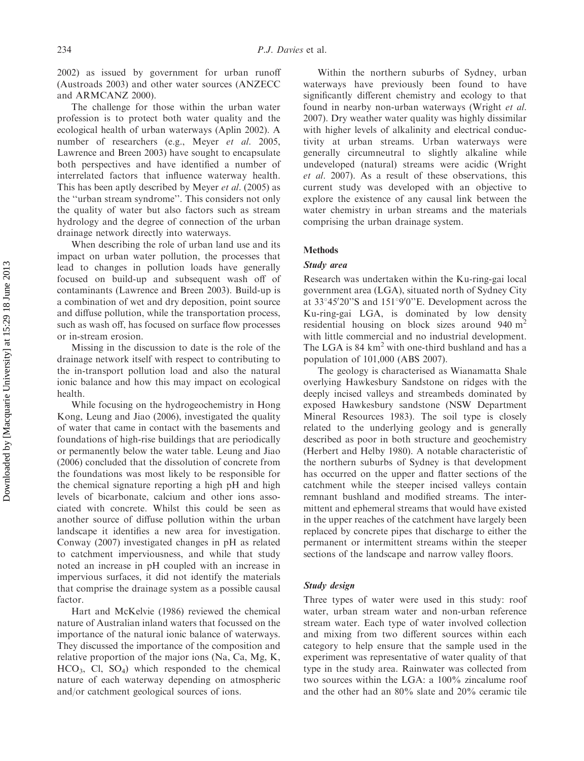2002) as issued by government for urban runoff (Austroads 2003) and other water sources (ANZECC and ARMCANZ 2000).

The challenge for those within the urban water profession is to protect both water quality and the ecological health of urban waterways (Aplin 2002). A number of researchers (e.g., Meyer *et al.* 2005, Lawrence and Breen 2003) have sought to encapsulate both perspectives and have identified a number of interrelated factors that influence waterway health. This has been aptly described by Meyer *et al.* (2005) as the "urban stream syndrome". This considers not only the quality of water but also factors such as stream hydrology and the degree of connection of the urban drainage network directly into waterways.

When describing the role of urban land use and its impact on urban water pollution, the processes that lead to changes in pollution loads have generally focused on build-up and subsequent wash off of contaminants (Lawrence and Breen 2003). Build-up is a combination of wet and dry deposition, point source and diffuse pollution, while the transportation process, such as wash off, has focused on surface flow processes or in-stream erosion.

Missing in the discussion to date is the role of the drainage network itself with respect to contributing to the in-transport pollution load and also the natural ionic balance and how this may impact on ecological health.

While focusing on the hydrogeochemistry in Hong Kong, Leung and Jiao (2006), investigated the quality of water that came in contact with the basements and foundations of high-rise buildings that are periodically or permanently below the water table. Leung and Jiao (2006) concluded that the dissolution of concrete from the foundations was most likely to be responsible for the chemical signature reporting a high pH and high levels of bicarbonate, calcium and other ions associated with concrete. Whilst this could be seen as another source of diffuse pollution within the urban landscape it identifies a new area for investigation. Conway (2007) investigated changes in pH as related to catchment imperviousness, and while that study noted an increase in pH coupled with an increase in impervious surfaces, it did not identify the materials that comprise the drainage system as a possible causal factor.

Hart and McKelvie (1986) reviewed the chemical nature of Australian inland waters that focussed on the importance of the natural ionic balance of waterways. They discussed the importance of the composition and relative proportion of the major ions (Na, Ca, Mg, K, $HCO_3$, Cl, $SO_4$) which responded to the chemical nature of each waterway depending on atmospheric and/or catchment geological sources of ions.

Within the northern suburbs of Sydney, urban waterways have previously been found to have significantly different chemistry and ecology to that found in nearby non-urban waterways (Wright *et al.* 2007). Dry weather water quality was highly dissimilar with higher levels of alkalinity and electrical conductivity at urban streams. Urban waterways were generally circumneutral to slightly alkaline while undeveloped (natural) streams were acidic (Wright *et al.* 2007). As a result of these observations, this current study was developed with an objective to explore the existence of any causal link between the water chemistry in urban streams and the materials comprising the urban drainage system.

## Methods

### *Study area*

Research was undertaken within the Ku-ring-gai local government area (LGA), situated north of Sydney City at 33°45′20″S and 151°9′0″E. Development across the Ku-ring-gai LGA, is dominated by low density residential housing on block sizes around 940 $m^2$ with little commercial and no industrial development. The LGA is 84 $km^2$ with one-third bushland and has a population of 101,000 (ABS 2007).

The geology is characterised as Wianamatta Shale overlying Hawkesbury Sandstone on ridges with the deeply incised valleys and streambeds dominated by exposed Hawkesbury sandstone (NSW Department Mineral Resources 1983). The soil type is closely related to the underlying geology and is generally described as poor in both structure and geochemistry (Herbert and Helby 1980). A notable characteristic of the northern suburbs of Sydney is that development has occurred on the upper and flatter sections of the catchment while the steeper incised valleys contain remnant bushland and modified streams. The intermittent and ephemeral streams that would have existed in the upper reaches of the catchment have largely been replaced by concrete pipes that discharge to either the permanent or intermittent streams within the steeper sections of the landscape and narrow valley floors.

### *Study design*

Three types of water were used in this study: roof water, urban stream water and non-urban reference stream water. Each type of water involved collection and mixing from two different sources within each category to help ensure that the sample used in the experiment was representative of water quality of that type in the study area. Rainwater was collected from two sources within the LGA: a 100% zincalume roof and the other had an 80% slate and 20% ceramic tile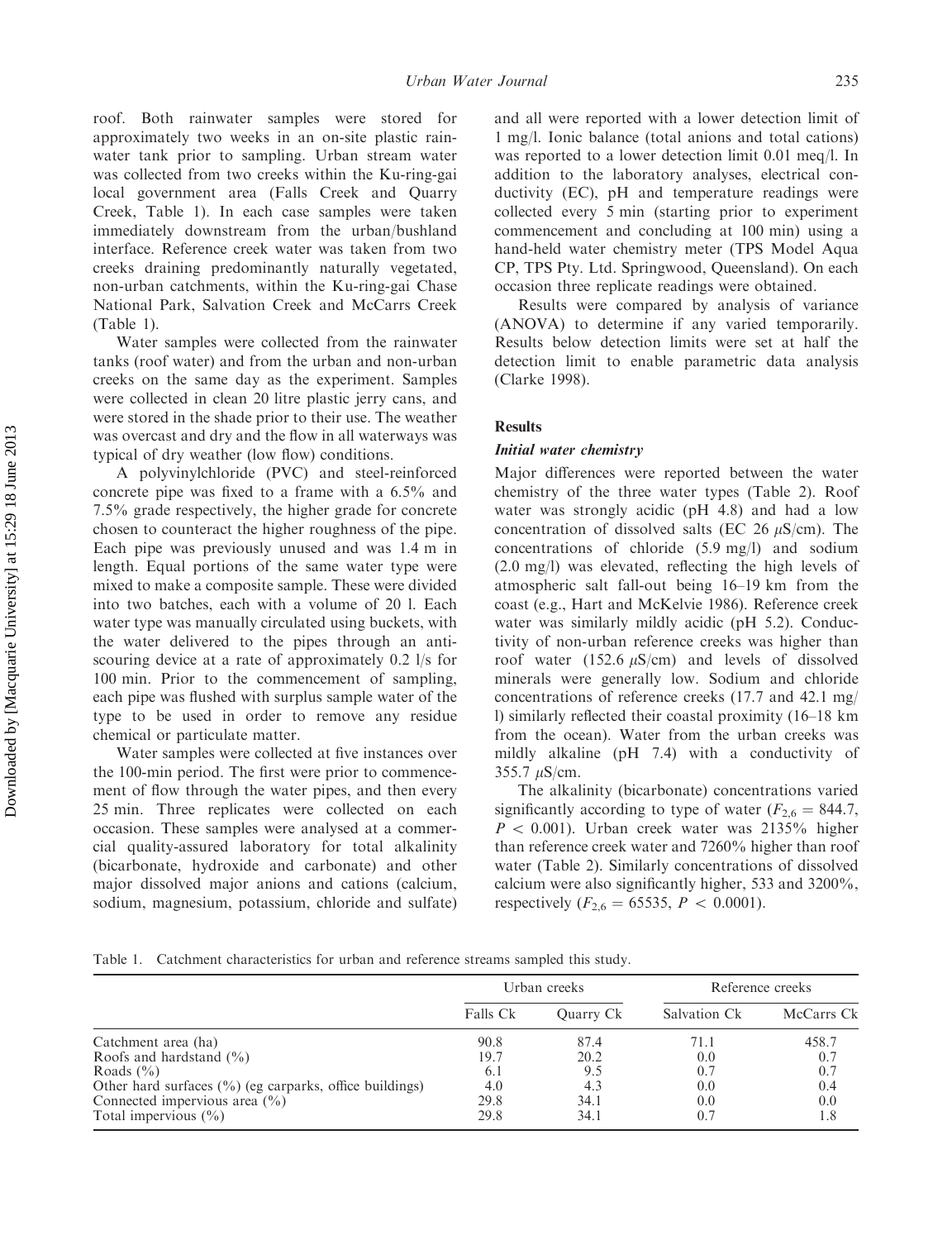roof. Both rainwater samples were stored for approximately two weeks in an on-site plastic rainwater tank prior to sampling. Urban stream water was collected from two creeks within the Ku-ring-gai local government area (Falls Creek and Quarry Creek, Table 1). In each case samples were taken immediately downstream from the urban/bushland interface. Reference creek water was taken from two creeks draining predominantly naturally vegetated, non-urban catchments, within the Ku-ring-gai Chase National Park, Salvation Creek and McCarrs Creek (Table 1).

Water samples were collected from the rainwater tanks (roof water) and from the urban and non-urban creeks on the same day as the experiment. Samples were collected in clean 20 litre plastic jerry cans, and were stored in the shade prior to their use. The weather was overcast and dry and the flow in all waterways was typical of dry weather (low flow) conditions.

A polyvinylchloride (PVC) and steel-reinforced concrete pipe was fixed to a frame with a 6.5% and 7.5% grade respectively, the higher grade for concrete chosen to counteract the higher roughness of the pipe. Each pipe was previously unused and was 1.4 m in length. Equal portions of the same water type were mixed to make a composite sample. These were divided into two batches, each with a volume of 20 l. Each water type was manually circulated using buckets, with the water delivered to the pipes through an anti-scouring device at a rate of approximately 0.2 l/s for 100 min. Prior to the commencement of sampling, each pipe was flushed with surplus sample water of the type to be used in order to remove any residue chemical or particulate matter.

Water samples were collected at five instances over the 100-min period. The first were prior to commencement of flow through the water pipes, and then every 25 min. Three replicates were collected on each occasion. These samples were analysed at a commercial quality-assured laboratory for total alkalinity (bicarbonate, hydroxide and carbonate) and other major dissolved major anions and cations (calcium, sodium, magnesium, potassium, chloride and sulfate) and all were reported with a lower detection limit of 1 mg/l. Ionic balance (total anions and total cations) was reported to a lower detection limit 0.01 meq/l. In addition to the laboratory analyses, electrical conductivity (EC), pH and temperature readings were collected every 5 min (starting prior to experiment commencement and concluding at 100 min) using a hand-held water chemistry meter (TPS Model Aqua CP, TPS Pty. Ltd. Springwood, Queensland). On each occasion three replicate readings were obtained.

Results were compared by analysis of variance (ANOVA) to determine if any varied temporarily. Results below detection limits were set at half the detection limit to enable parametric data analysis (Clarke 1998).

## Results

### *Initial water chemistry*

Major differences were reported between the water chemistry of the three water types (Table 2). Roof water was strongly acidic (pH 4.8) and had a low concentration of dissolved salts (EC 26 $\mu$S/cm). The concentrations of chloride (5.9 mg/l) and sodium (2.0 mg/l) was elevated, reflecting the high levels of atmospheric salt fall-out being 16–19 km from the coast (e.g., Hart and McKelvie 1986). Reference creek water was similarly mildly acidic (pH 5.2). Conductivity of non-urban reference creeks was higher than roof water (152.6 $\mu$S/cm) and levels of dissolved minerals were generally low. Sodium and chloride concentrations of reference creeks (17.7 and 42.1 mg/l) similarly reflected their coastal proximity (16–18 km from the ocean). Water from the urban creeks was mildly alkaline (pH 7.4) with a conductivity of 355.7 $\mu$S/cm.

The alkalinity (bicarbonate) concentrations varied significantly according to type of water ($F_{2,6} = 844.7$, $P < 0.001$). Urban creek water was 2135% higher than reference creek water and 7260% higher than roof water (Table 2). Similarly concentrations of dissolved calcium were also significantly higher, 533 and 3200%, respectively ($F_{2,6} = 65535$, $P < 0.0001$).

Table 1. Catchment characteristics for urban and reference streams sampled this study.

| | Urban creeks | | Reference creeks | |
|---|---|---|---|---|
| | Falls Ck | Quarry Ck | Salvation Ck | McCarrs Ck |
| Catchment area (ha) | 90.8 | 87.4 | 71.1 | 458.7 |
| Roofs and hardstand (%) | 19.7 | 20.2 | 0.0 | 0.7 |
| Roads (%) | 6.1 | 9.5 | 0.7 | 0.7 |
| Other hard surfaces (%) (eg carparks, office buildings) | 4.0 | 4.3 | 0.0 | 0.4 |
| Connected impervious area (%) | 29.8 | 34.1 | 0.0 | 0.0 |
| Total impervious (%) | 29.8 | 34.1 | 0.7 | 1.8 |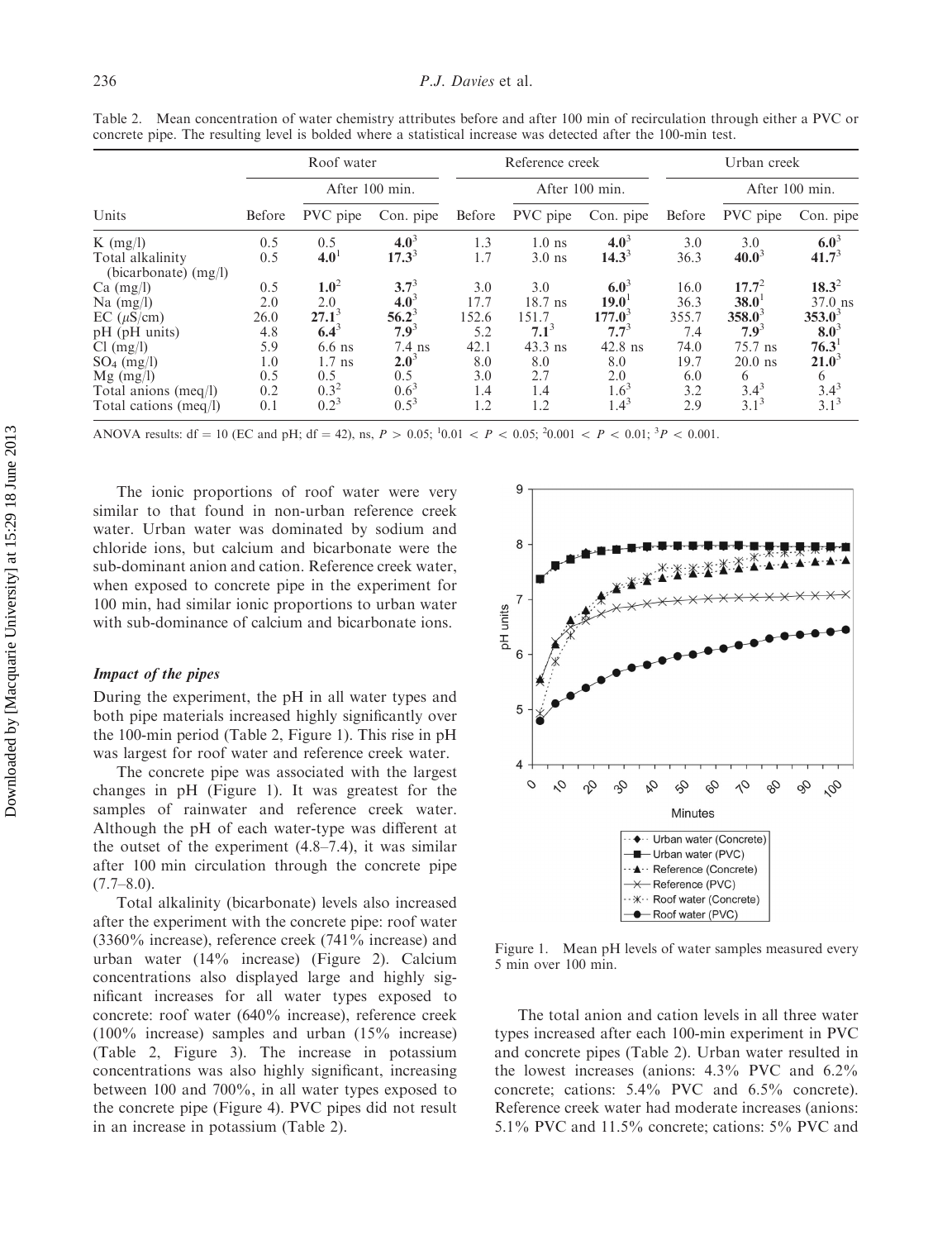Table 2. Mean concentration of water chemistry attributes before and after 100 min of recirculation through either a PVC or concrete pipe. The resulting level is bolded where a statistical increase was detected after the 100-min test.

| Units | Roof water | | | Reference creek | | | Urban creek | | |
|---|---|---|---|---|---|---|---|---|---|
| | Before | After 100 min. | | Before | After 100 min. | | Before | After 100 min. | |
| | | PVC pipe | Con. pipe | | PVC pipe | Con. pipe | | PVC pipe | Con. pipe |
| K (mg/l) | 0.5 | 0.5 | **4.0**[3] | 1.3 | 1.0 ns | **4.0**[3] | 3.0 | 3.0 | **6.0**[3] |
| Total alkalinity (bicarbonate) (mg/l) | 0.5 | **4.0**[1] | **17.3**[3] | 1.7 | 3.0 ns | **14.3**[3] | 36.3 | **40.0**[3] | **41.7**[3] |
| Ca (mg/l) | 0.5 | **1.0**[2] | **3.7**[3] | 3.0 | 3.0 | **6.0**[3] | 16.0 | **17.7**[2] | **18.3**[2] |
| Na (mg/l) | 2.0 | 2.0 | **4.0**[3] | 17.7 | 18.7 ns | **19.0**[1] | 36.3 | **38.0**[1] | 37.0 ns |
| EC ($\mu$S/cm) | 26.0 | **27.1**[3] | **56.2**[3] | 152.6 | 151.7 | **177.0**[3] | 355.7 | **358.0**[3] | **353.0**[3] |
| pH (pH units) | 4.8 | **6.4**[3] | **7.9**[3] | 5.2 | **7.1**[3] | **7.7**[3] | 7.4 | **7.9**[3] | **8.0**[3] |
| Cl (mg/l) | 5.9 | 6.6 ns | 7.4 ns | 42.1 | 43.3 ns | 42.8 ns | 74.0 | 75.7 ns | **76.3**[1] |
| $SO_4$ (mg/l) | 1.0 | 1.7 ns | **2.0**[3] | 8.0 | 8.0 | 8.0 | 19.7 | 20.0 ns | **21.0**[3] |
| Mg (mg/l) | 0.5 | 0.5 | 0.5 | 3.0 | 2.7 | 2.0 | 6.0 | 6 | 6 |
| Total anions (meq/l) | 0.2 | 0.3[2] | 0.6[3] | 1.4 | 1.4 | 1.6[3] | 3.2 | 3.4[3] | 3.4[3] |
| Total cations (meq/l) | 0.1 | 0.2[3] | 0.5[3] | 1.2 | 1.2 | 1.4[3] | 2.9 | 3.1[3] | 3.1[3] |

ANOVA results: df = 10 (EC and pH; df = 42), ns, $P > 0.05$; [1]$0.01 < P < 0.05$; [2]$0.001 < P < 0.01$; [3]$P < 0.001$.

The ionic proportions of roof water were very similar to that found in non-urban reference creek water. Urban water was dominated by sodium and chloride ions, but calcium and bicarbonate were the sub-dominant anion and cation. Reference creek water, when exposed to concrete pipe in the experiment for 100 min, had similar ionic proportions to urban water with sub-dominance of calcium and bicarbonate ions.

### *Impact of the pipes*

During the experiment, the pH in all water types and both pipe materials increased highly significantly over the 100-min period (Table 2, Figure 1). This rise in pH was largest for roof water and reference creek water.

The concrete pipe was associated with the largest changes in pH (Figure 1). It was greatest for the samples of rainwater and reference creek water. Although the pH of each water-type was different at the outset of the experiment (4.8–7.4), it was similar after 100 min circulation through the concrete pipe (7.7–8.0).

Total alkalinity (bicarbonate) levels also increased after the experiment with the concrete pipe: roof water (3360% increase), reference creek (741% increase) and urban water (14% increase) (Figure 2). Calcium concentrations also displayed large and highly significant increases for all water types exposed to concrete: roof water (640% increase), reference creek (100% increase) samples and urban (15% increase) (Table 2, Figure 3). The increase in potassium concentrations was also highly significant, increasing between 100 and 700%, in all water types exposed to the concrete pipe (Figure 4). PVC pipes did not result in an increase in potassium (Table 2).

Figure 1. Mean pH levels of water samples measured every 5 min over 100 min.

The total anion and cation levels in all three water types increased after each 100-min experiment in PVC and concrete pipes (Table 2). Urban water resulted in the lowest increases (anions: 4.3% PVC and 6.2% concrete; cations: 5.4% PVC and 6.5% concrete). Reference creek water had moderate increases (anions: 5.1% PVC and 11.5% concrete; cations: 5% PVC and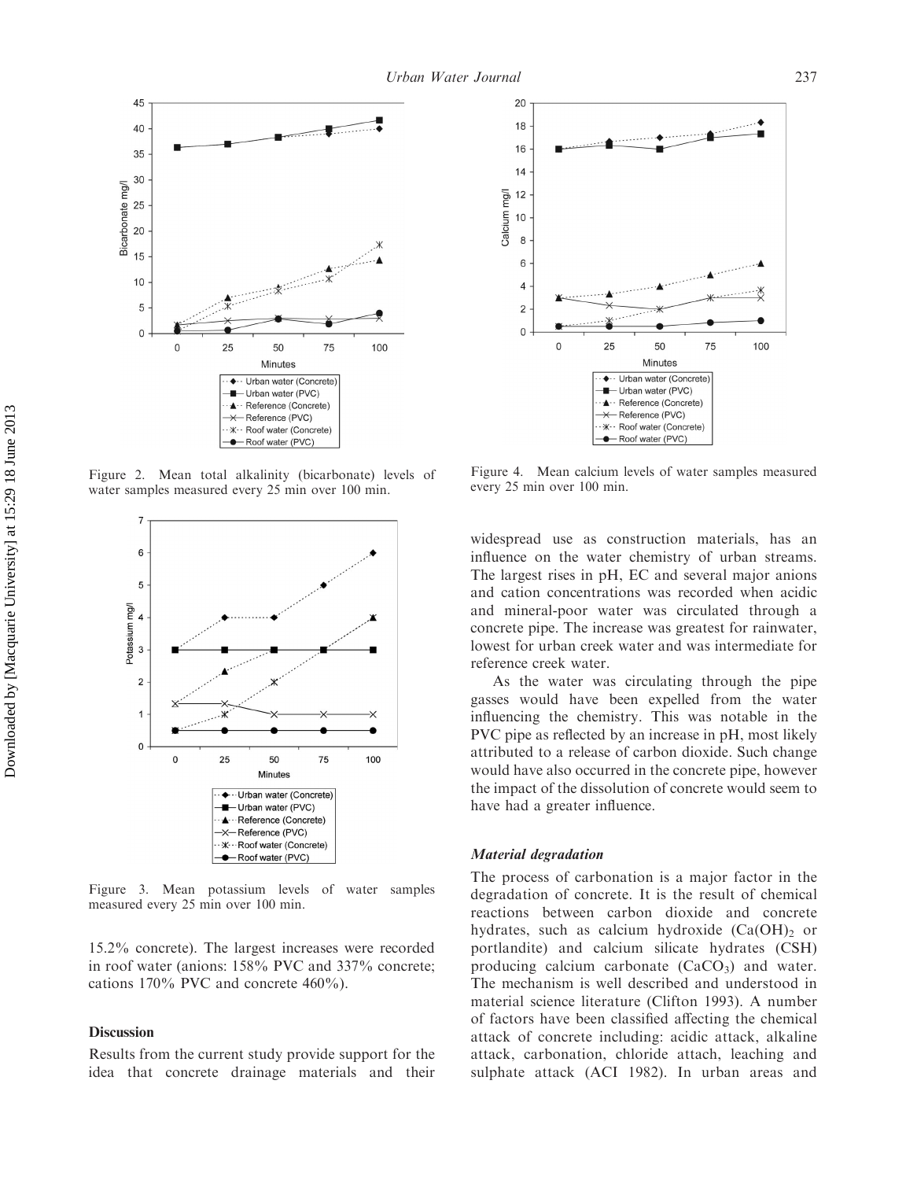Figure 2. Mean total alkalinity (bicarbonate) levels of water samples measured every 25 min over 100 min.

Figure 4. Mean calcium levels of water samples measured every 25 min over 100 min.

Figure 3. Mean potassium levels of water samples measured every 25 min over 100 min.

15.2% concrete). The largest increases were recorded in roof water (anions: 158% PVC and 337% concrete; cations 170% PVC and concrete 460%).

## Discussion

Results from the current study provide support for the idea that concrete drainage materials and their widespread use as construction materials, has an influence on the water chemistry of urban streams. The largest rises in pH, EC and several major anions and cation concentrations was recorded when acidic and mineral-poor water was circulated through a concrete pipe. The increase was greatest for rainwater, lowest for urban creek water and was intermediate for reference creek water.

As the water was circulating through the pipe gasses would have been expelled from the water influencing the chemistry. This was notable in the PVC pipe as reflected by an increase in pH, most likely attributed to a release of carbon dioxide. Such change would have also occurred in the concrete pipe, however the impact of the dissolution of concrete would seem to have had a greater influence.

### *Material degradation*

The process of carbonation is a major factor in the degradation of concrete. It is the result of chemical reactions between carbon dioxide and concrete hydrates, such as calcium hydroxide ($Ca(OH)_2$ or portlandite) and calcium silicate hydrates (CSH) producing calcium carbonate ($CaCO_3$) and water. The mechanism is well described and understood in material science literature (Clifton 1993). A number of factors have been classified affecting the chemical attack of concrete including: acidic attack, alkaline attack, carbonation, chloride attach, leaching and sulphate attack (ACI 1982). In urban areas and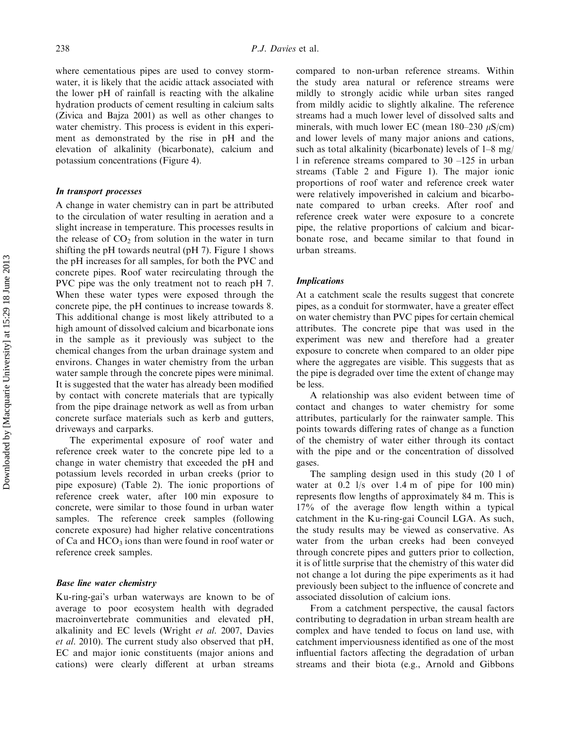where cementatious pipes are used to convey stormwater, it is likely that the acidic attack associated with the lower pH of rainfall is reacting with the alkaline hydration products of cement resulting in calcium salts (Zivica and Bajza 2001) as well as other changes to water chemistry. This process is evident in this experiment as demonstrated by the rise in pH and the elevation of alkalinity (bicarbonate), calcium and potassium concentrations (Figure 4).

### *In transport processes*

A change in water chemistry can in part be attributed to the circulation of water resulting in aeration and a slight increase in temperature. This processes results in the release of $CO_2$ from solution in the water in turn shifting the pH towards neutral (pH 7). Figure 1 shows the pH increases for all samples, for both the PVC and concrete pipes. Roof water recirculating through the PVC pipe was the only treatment not to reach pH 7. When these water types were exposed through the concrete pipe, the pH continues to increase towards 8. This additional change is most likely attributed to a high amount of dissolved calcium and bicarbonate ions in the sample as it previously was subject to the chemical changes from the urban drainage system and environs. Changes in water chemistry from the urban water sample through the concrete pipes were minimal. It is suggested that the water has already been modified by contact with concrete materials that are typically from the pipe drainage network as well as from urban concrete surface materials such as kerb and gutters, driveways and carparks.

The experimental exposure of roof water and reference creek water to the concrete pipe led to a change in water chemistry that exceeded the pH and potassium levels recorded in urban creeks (prior to pipe exposure) (Table 2). The ionic proportions of reference creek water, after 100 min exposure to concrete, were similar to those found in urban water samples. The reference creek samples (following concrete exposure) had higher relative concentrations of Ca and $HCO_3$ ions than were found in roof water or reference creek samples.

### *Base line water chemistry*

Ku-ring-gai's urban waterways are known to be of average to poor ecosystem health with degraded macroinvertebrate communities and elevated pH, alkalinity and EC levels (Wright *et al.* 2007, Davies *et al.* 2010). The current study also observed that pH, EC and major ionic constituents (major anions and cations) were clearly different at urban streams compared to non-urban reference streams. Within the study area natural or reference streams were mildly to strongly acidic while urban sites ranged from mildly acidic to slightly alkaline. The reference streams had a much lower level of dissolved salts and minerals, with much lower EC (mean 180–230 $\mu$S/cm) and lower levels of many major anions and cations, such as total alkalinity (bicarbonate) levels of 1–8 mg/l in reference streams compared to 30 –125 in urban streams (Table 2 and Figure 1). The major ionic proportions of roof water and reference creek water were relatively impoverished in calcium and bicarbonate compared to urban creeks. After roof and reference creek water were exposure to a concrete pipe, the relative proportions of calcium and bicarbonate rose, and became similar to that found in urban streams.

### *Implications*

At a catchment scale the results suggest that concrete pipes, as a conduit for stormwater, have a greater effect on water chemistry than PVC pipes for certain chemical attributes. The concrete pipe that was used in the experiment was new and therefore had a greater exposure to concrete when compared to an older pipe where the aggregates are visible. This suggests that as the pipe is degraded over time the extent of change may be less.

A relationship was also evident between time of contact and changes to water chemistry for some attributes, particularly for the rainwater sample. This points towards differing rates of change as a function of the chemistry of water either through its contact with the pipe and or the concentration of dissolved gases.

The sampling design used in this study (20 l of water at 0.2 l/s over 1.4 m of pipe for 100 min) represents flow lengths of approximately 84 m. This is 17% of the average flow length within a typical catchment in the Ku-ring-gai Council LGA. As such, the study results may be viewed as conservative. As water from the urban creeks had been conveyed through concrete pipes and gutters prior to collection, it is of little surprise that the chemistry of this water did not change a lot during the pipe experiments as it had previously been subject to the influence of concrete and associated dissolution of calcium ions.

From a catchment perspective, the causal factors contributing to degradation in urban stream health are complex and have tended to focus on land use, with catchment imperviousness identified as one of the most influential factors affecting the degradation of urban streams and their biota (e.g., Arnold and Gibbons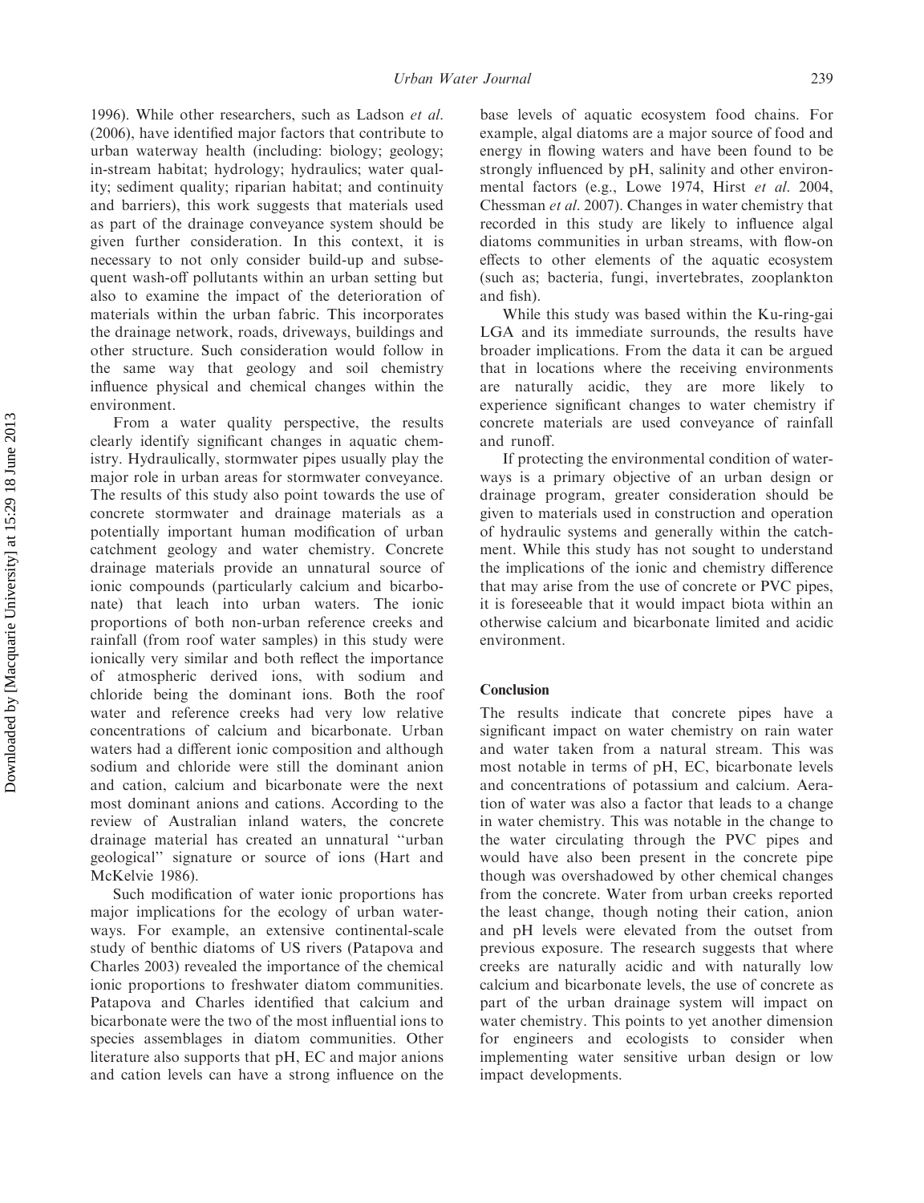1996). While other researchers, such as Ladson *et al.* (2006), have identified major factors that contribute to urban waterway health (including: biology; geology; in-stream habitat; hydrology; hydraulics; water quality; sediment quality; riparian habitat; and continuity and barriers), this work suggests that materials used as part of the drainage conveyance system should be given further consideration. In this context, it is necessary to not only consider build-up and subsequent wash-off pollutants within an urban setting but also to examine the impact of the deterioration of materials within the urban fabric. This incorporates the drainage network, roads, driveways, buildings and other structure. Such consideration would follow in the same way that geology and soil chemistry influence physical and chemical changes within the environment.

From a water quality perspective, the results clearly identify significant changes in aquatic chemistry. Hydraulically, stormwater pipes usually play the major role in urban areas for stormwater conveyance. The results of this study also point towards the use of concrete stormwater and drainage materials as a potentially important human modification of urban catchment geology and water chemistry. Concrete drainage materials provide an unnatural source of ionic compounds (particularly calcium and bicarbonate) that leach into urban waters. The ionic proportions of both non-urban reference creeks and rainfall (from roof water samples) in this study were ionically very similar and both reflect the importance of atmospheric derived ions, with sodium and chloride being the dominant ions. Both the roof water and reference creeks had very low relative concentrations of calcium and bicarbonate. Urban waters had a different ionic composition and although sodium and chloride were still the dominant anion and cation, calcium and bicarbonate were the next most dominant anions and cations. According to the review of Australian inland waters, the concrete drainage material has created an unnatural "urban geological" signature or source of ions (Hart and McKelvie 1986).

Such modification of water ionic proportions has major implications for the ecology of urban waterways. For example, an extensive continental-scale study of benthic diatoms of US rivers (Patapova and Charles 2003) revealed the importance of the chemical ionic proportions to freshwater diatom communities. Patapova and Charles identified that calcium and bicarbonate were the two of the most influential ions to species assemblages in diatom communities. Other literature also supports that pH, EC and major anions and cation levels can have a strong influence on the base levels of aquatic ecosystem food chains. For example, algal diatoms are a major source of food and energy in flowing waters and have been found to be strongly influenced by pH, salinity and other environmental factors (e.g., Lowe 1974, Hirst *et al.* 2004, Chessman *et al.* 2007). Changes in water chemistry that recorded in this study are likely to influence algal diatoms communities in urban streams, with flow-on effects to other elements of the aquatic ecosystem (such as; bacteria, fungi, invertebrates, zooplankton and fish).

While this study was based within the Ku-ring-gai LGA and its immediate surrounds, the results have broader implications. From the data it can be argued that in locations where the receiving environments are naturally acidic, they are more likely to experience significant changes to water chemistry if concrete materials are used conveyance of rainfall and runoff.

If protecting the environmental condition of waterways is a primary objective of an urban design or drainage program, greater consideration should be given to materials used in construction and operation of hydraulic systems and generally within the catchment. While this study has not sought to understand the implications of the ionic and chemistry difference that may arise from the use of concrete or PVC pipes, it is foreseeable that it would impact biota within an otherwise calcium and bicarbonate limited and acidic environment.

## Conclusion

The results indicate that concrete pipes have a significant impact on water chemistry on rain water and water taken from a natural stream. This was most notable in terms of pH, EC, bicarbonate levels and concentrations of potassium and calcium. Aeration of water was also a factor that leads to a change in water chemistry. This was notable in the change to the water circulating through the PVC pipes and would have also been present in the concrete pipe though was overshadowed by other chemical changes from the concrete. Water from urban creeks reported the least change, though noting their cation, anion and pH levels were elevated from the outset from previous exposure. The research suggests that where creeks are naturally acidic and with naturally low calcium and bicarbonate levels, the use of concrete as part of the urban drainage system will impact on water chemistry. This points to yet another dimension for engineers and ecologists to consider when implementing water sensitive urban design or low impact developments.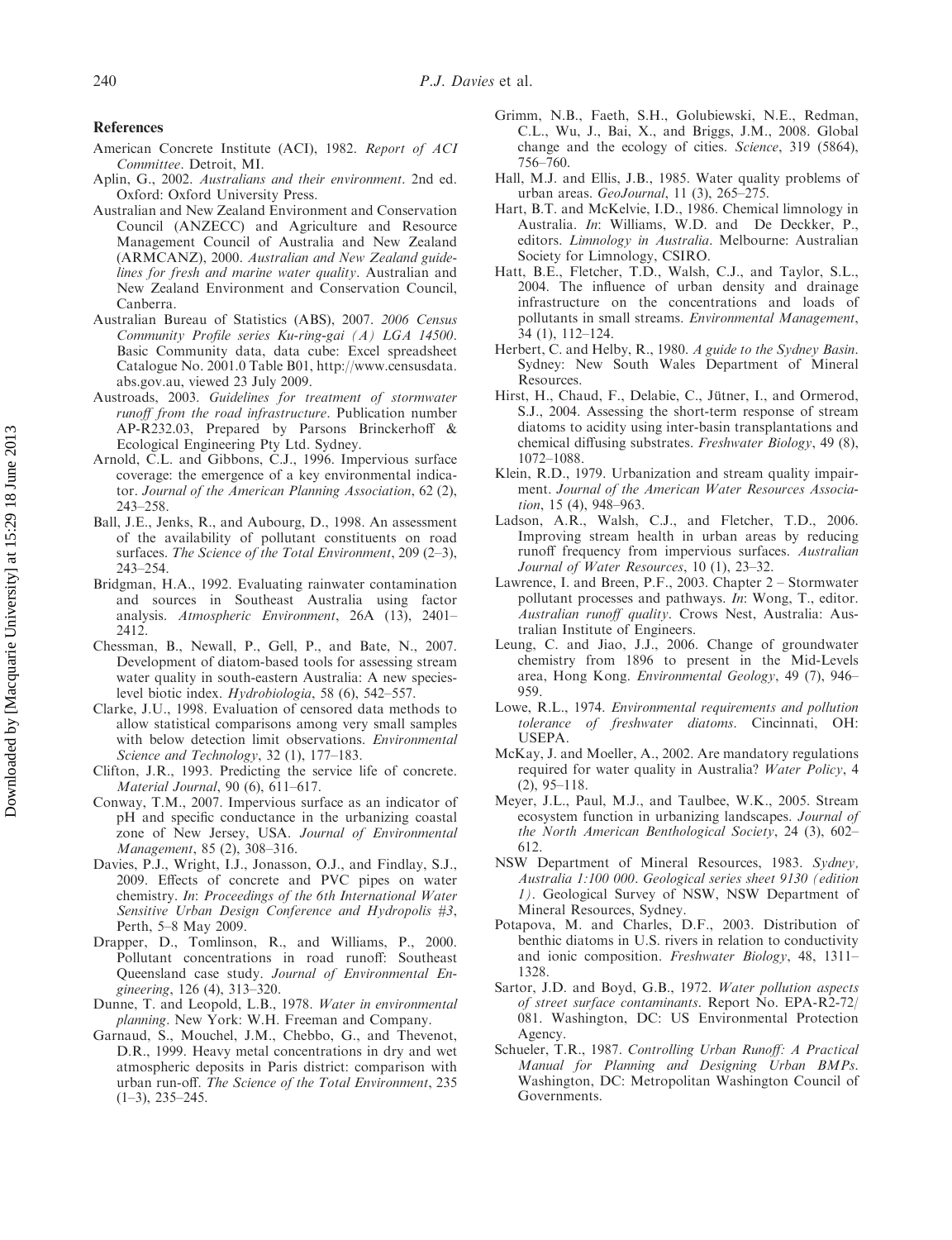## References

American Concrete Institute (ACI), 1982. *Report of ACI Committee*. Detroit, MI.

Aplin, G., 2002. *Australians and their environment*. 2nd ed. Oxford: Oxford University Press.

Australian and New Zealand Environment and Conservation Council (ANZECC) and Agriculture and Resource Management Council of Australia and New Zealand (ARMCANZ), 2000. *Australian and New Zealand guidelines for fresh and marine water quality*. Australian and New Zealand Environment and Conservation Council, Canberra.

Australian Bureau of Statistics (ABS), 2007. *2006 Census Community Profile series Ku-ring-gai (A) LGA 14500*. Basic Community data, data cube: Excel spreadsheet Catalogue No. 2001.0 Table B01, http://www.censusdata.abs.gov.au, viewed 23 July 2009.

Austroads, 2003. *Guidelines for treatment of stormwater runoff from the road infrastructure*. Publication number AP-R232.03, Prepared by Parsons Brinckerhoff & Ecological Engineering Pty Ltd. Sydney.

Arnold, C.L. and Gibbons, C.J., 1996. Impervious surface coverage: the emergence of a key environmental indicator. *Journal of the American Planning Association*, 62 (2), 243–258.

Ball, J.E., Jenks, R., and Aubourg, D., 1998. An assessment of the availability of pollutant constituents on road surfaces. *The Science of the Total Environment*, 209 (2–3), 243–254.

Bridgman, H.A., 1992. Evaluating rainwater contamination and sources in Southeast Australia using factor analysis. *Atmospheric Environment*, 26A (13), 2401–2412.

Chessman, B., Newall, P., Gell, P., and Bate, N., 2007. Development of diatom-based tools for assessing stream water quality in south-eastern Australia: A new species-level biotic index. *Hydrobiologia*, 58 (6), 542–557.

Clarke, J.U., 1998. Evaluation of censored data methods to allow statistical comparisons among very small samples with below detection limit observations. *Environmental Science and Technology*, 32 (1), 177–183.

Clifton, J.R., 1993. Predicting the service life of concrete. *Material Journal*, 90 (6), 611–617.

Conway, T.M., 2007. Impervious surface as an indicator of pH and specific conductance in the urbanizing coastal zone of New Jersey, USA. *Journal of Environmental Management*, 85 (2), 308–316.

Davies, P.J., Wright, I.J., Jonasson, O.J., and Findlay, S.J., 2009. Effects of concrete and PVC pipes on water chemistry. *In*: *Proceedings of the 6th International Water Sensitive Urban Design Conference and Hydropolis #3*, Perth, 5–8 May 2009.

Drapper, D., Tomlinson, R., and Williams, P., 2000. Pollutant concentrations in road runoff: Southeast Queensland case study. *Journal of Environmental Engineering*, 126 (4), 313–320.

Dunne, T. and Leopold, L.B., 1978. *Water in environmental planning*. New York: W.H. Freeman and Company.

Garnaud, S., Mouchel, J.M., Chebbo, G., and Thevenot, D.R., 1999. Heavy metal concentrations in dry and wet atmospheric deposits in Paris district: comparison with urban run-off. *The Science of the Total Environment*, 235 (1–3), 235–245.

Grimm, N.B., Faeth, S.H., Golubiewski, N.E., Redman, C.L., Wu, J., Bai, X., and Briggs, J.M., 2008. Global change and the ecology of cities. *Science*, 319 (5864), 756–760.

Hall, M.J. and Ellis, J.B., 1985. Water quality problems of urban areas. *GeoJournal*, 11 (3), 265–275.

Hart, B.T. and McKelvie, I.D., 1986. Chemical limnology in Australia. *In*: Williams, W.D. and De Deckker, P., editors. *Limnology in Australia*. Melbourne: Australian Society for Limnology, CSIRO.

Hatt, B.E., Fletcher, T.D., Walsh, C.J., and Taylor, S.L., 2004. The influence of urban density and drainage infrastructure on the concentrations and loads of pollutants in small streams. *Environmental Management*, 34 (1), 112–124.

Herbert, C. and Helby, R., 1980. *A guide to the Sydney Basin*. Sydney: New South Wales Department of Mineral Resources.

Hirst, H., Chaud, F., Delabie, C., Jütner, I., and Ormerod, S.J., 2004. Assessing the short-term response of stream diatoms to acidity using inter-basin transplantations and chemical diffusing substrates. *Freshwater Biology*, 49 (8), 1072–1088.

Klein, R.D., 1979. Urbanization and stream quality impairment. *Journal of the American Water Resources Association*, 15 (4), 948–963.

Ladson, A.R., Walsh, C.J., and Fletcher, T.D., 2006. Improving stream health in urban areas by reducing runoff frequency from impervious surfaces. *Australian Journal of Water Resources*, 10 (1), 23–32.

Lawrence, I. and Breen, P.F., 2003. Chapter 2 – Stormwater pollutant processes and pathways. *In*: Wong, T., editor. *Australian runoff quality*. Crows Nest, Australia: Australian Institute of Engineers.

Leung, C. and Jiao, J.J., 2006. Change of groundwater chemistry from 1896 to present in the Mid-Levels area, Hong Kong. *Environmental Geology*, 49 (7), 946–959.

Lowe, R.L., 1974. *Environmental requirements and pollution tolerance of freshwater diatoms*. Cincinnati, OH: USEPA.

McKay, J. and Moeller, A., 2002. Are mandatory regulations required for water quality in Australia? *Water Policy*, 4 (2), 95–118.

Meyer, J.L., Paul, M.J., and Taulbee, W.K., 2005. Stream ecosystem function in urbanizing landscapes. *Journal of the North American Benthological Society*, 24 (3), 602–612.

NSW Department of Mineral Resources, 1983. *Sydney, Australia 1:100 000*. *Geological series sheet 9130 (edition 1)*. Geological Survey of NSW, NSW Department of Mineral Resources, Sydney.

Potapova, M. and Charles, D.F., 2003. Distribution of benthic diatoms in U.S. rivers in relation to conductivity and ionic composition. *Freshwater Biology*, 48, 1311–1328.

Sartor, J.D. and Boyd, G.B., 1972. *Water pollution aspects of street surface contaminants*. Report No. EPA-R2-72/081. Washington, DC: US Environmental Protection Agency.

Schueler, T.R., 1987. *Controlling Urban Runoff: A Practical Manual for Planning and Designing Urban BMPs*. Washington, DC: Metropolitan Washington Council of Governments.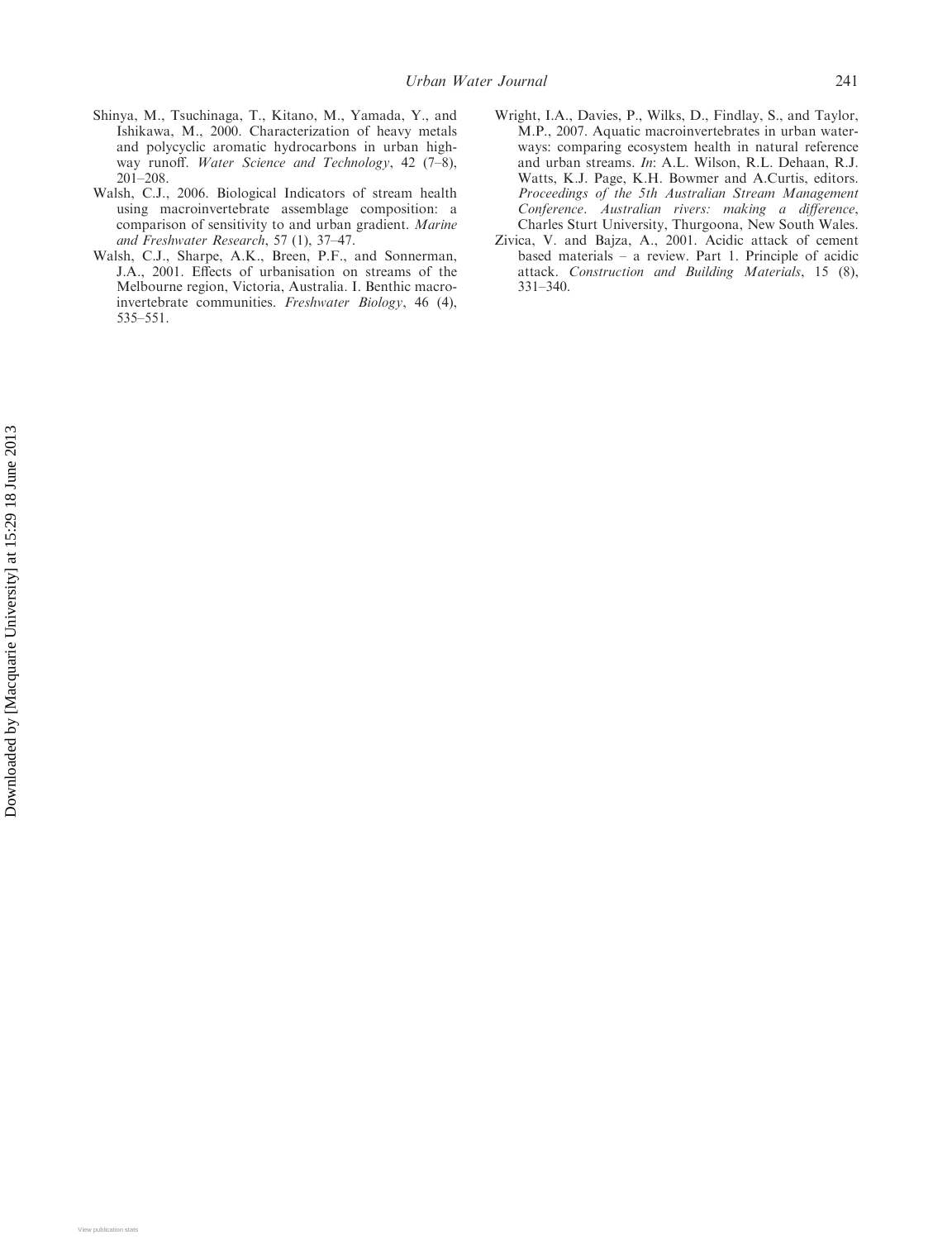Shinya, M., Tsuchinaga, T., Kitano, M., Yamada, Y., and Ishikawa, M., 2000. Characterization of heavy metals and polycyclic aromatic hydrocarbons in urban highway runoff. *Water Science and Technology*, 42 (7–8), 201–208.

Walsh, C.J., 2006. Biological Indicators of stream health using macroinvertebrate assemblage composition: a comparison of sensitivity to and urban gradient. *Marine and Freshwater Research*, 57 (1), 37–47.

Walsh, C.J., Sharpe, A.K., Breen, P.F., and Sonnerman, J.A., 2001. Effects of urbanisation on streams of the Melbourne region, Victoria, Australia. I. Benthic macroinvertebrate communities. *Freshwater Biology*, 46 (4), 535–551.

Wright, I.A., Davies, P., Wilks, D., Findlay, S., and Taylor, M.P., 2007. Aquatic macroinvertebrates in urban waterways: comparing ecosystem health in natural reference and urban streams. *In*: A.L. Wilson, R.L. Dehaan, R.J. Watts, K.J. Page, K.H. Bowmer and A.Curtis, editors. *Proceedings of the 5th Australian Stream Management Conference. Australian rivers: making a difference*, Charles Sturt University, Thurgoona, New South Wales.

Zivica, V. and Bajza, A., 2001. Acidic attack of cement based materials – a review. Part 1. Principle of acidic attack. *Construction and Building Materials*, 15 (8), 331–340.